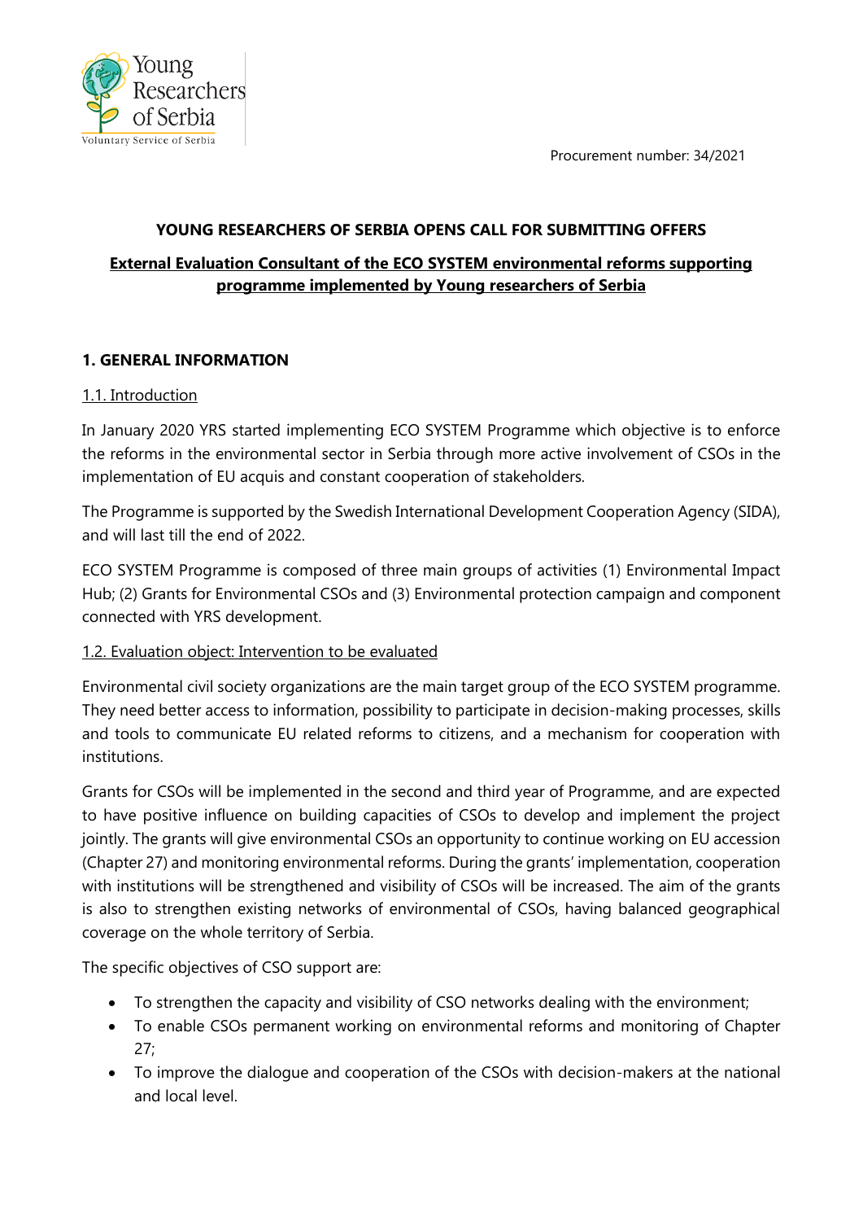Procurement number: 34/2021

## YOUNG RESEARCHERS OF SERBIA OPENS CALL FOR SUBMITTING OFFERS

**External Evaluation Consultant of the ECO SYSTEM environmental reforms supporting programme implemented by Young researchers of Serbia**

### 1. GENERAL INFORMATION

#### 1.1. Introduction

In January 2020 YRS started implementing ECO SYSTEM Programme which objective is to enforce the reforms in the environmental sector in Serbia through more active involvement of CSOs in the implementation of EU acquis and constant cooperation of stakeholders.

The Programme is supported by the Swedish International Development Cooperation Agency (SIDA), and will last till the end of 2022.

ECO SYSTEM Programme is composed of three main groups of activities (1) Environmental Impact Hub; (2) Grants for Environmental CSOs and (3) Environmental protection campaign and component connected with YRS development.

#### 1.2. Evaluation object: Intervention to be evaluated

Environmental civil society organizations are the main target group of the ECO SYSTEM programme. They need better access to information, possibility to participate in decision-making processes, skills and tools to communicate EU related reforms to citizens, and a mechanism for cooperation with institutions.

Grants for CSOs will be implemented in the second and third year of Programme, and are expected to have positive influence on building capacities of CSOs to develop and implement the project jointly. The grants will give environmental CSOs an opportunity to continue working on EU accession (Chapter 27) and monitoring environmental reforms. During the grants' implementation, cooperation with institutions will be strengthened and visibility of CSOs will be increased. The aim of the grants is also to strengthen existing networks of environmental of CSOs, having balanced geographical coverage on the whole territory of Serbia.

The specific objectives of CSO support are:

- To strengthen the capacity and visibility of CSO networks dealing with the environment;
- To enable CSOs permanent working on environmental reforms and monitoring of Chapter 27;
- To improve the dialogue and cooperation of the CSOs with decision-makers at the national and local level.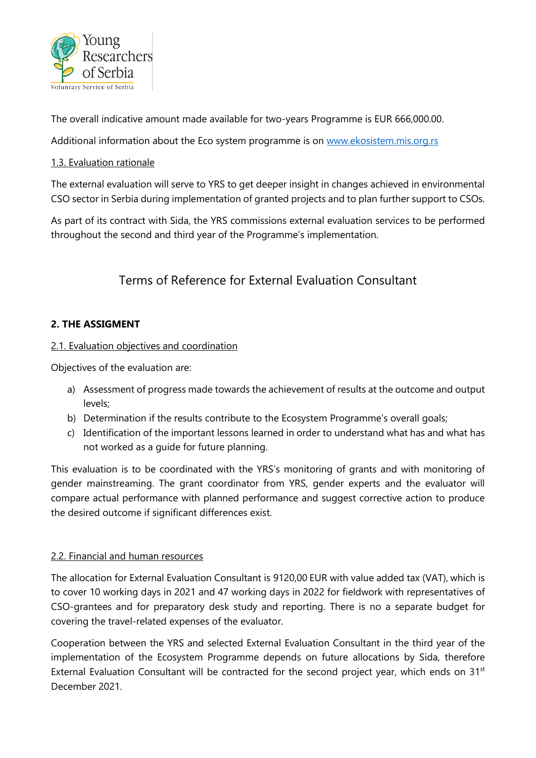The overall indicative amount made available for two-years Programme is EUR 666,000.00.

Additional information about the Eco system programme is on [www.ekosistem.mis.org.rs](www.ekosistem.mis.org.rs)

1.3. Evaluation rationale

The external evaluation will serve to YRS to get deeper insight in changes achieved in environmental CSO sector in Serbia during implementation of granted projects and to plan further support to CSOs.

As part of its contract with Sida, the YRS commissions external evaluation services to be performed throughout the second and third year of the Programme's implementation.

# Terms of Reference for External Evaluation Consultant

## 2. THE ASSIGMENT

2.1. Evaluation objectives and coordination

Objectives of the evaluation are:

a) Assessment of progress made towards the achievement of results at the outcome and output levels;
b) Determination if the results contribute to the Ecosystem Programme's overall goals;
c) Identification of the important lessons learned in order to understand what has and what has not worked as a guide for future planning.

This evaluation is to be coordinated with the YRS's monitoring of grants and with monitoring of gender mainstreaming. The grant coordinator from YRS, gender experts and the evaluator will compare actual performance with planned performance and suggest corrective action to produce the desired outcome if significant differences exist.

2.2. Financial and human resources

The allocation for External Evaluation Consultant is 9120,00 EUR with value added tax (VAT), which is to cover 10 working days in 2021 and 47 working days in 2022 for fieldwork with representatives of CSO-grantees and for preparatory desk study and reporting. There is no a separate budget for covering the travel-related expenses of the evaluator.

Cooperation between the YRS and selected External Evaluation Consultant in the third year of the implementation of the Ecosystem Programme depends on future allocations by Sida, therefore External Evaluation Consultant will be contracted for the second project year, which ends on 31st December 2021.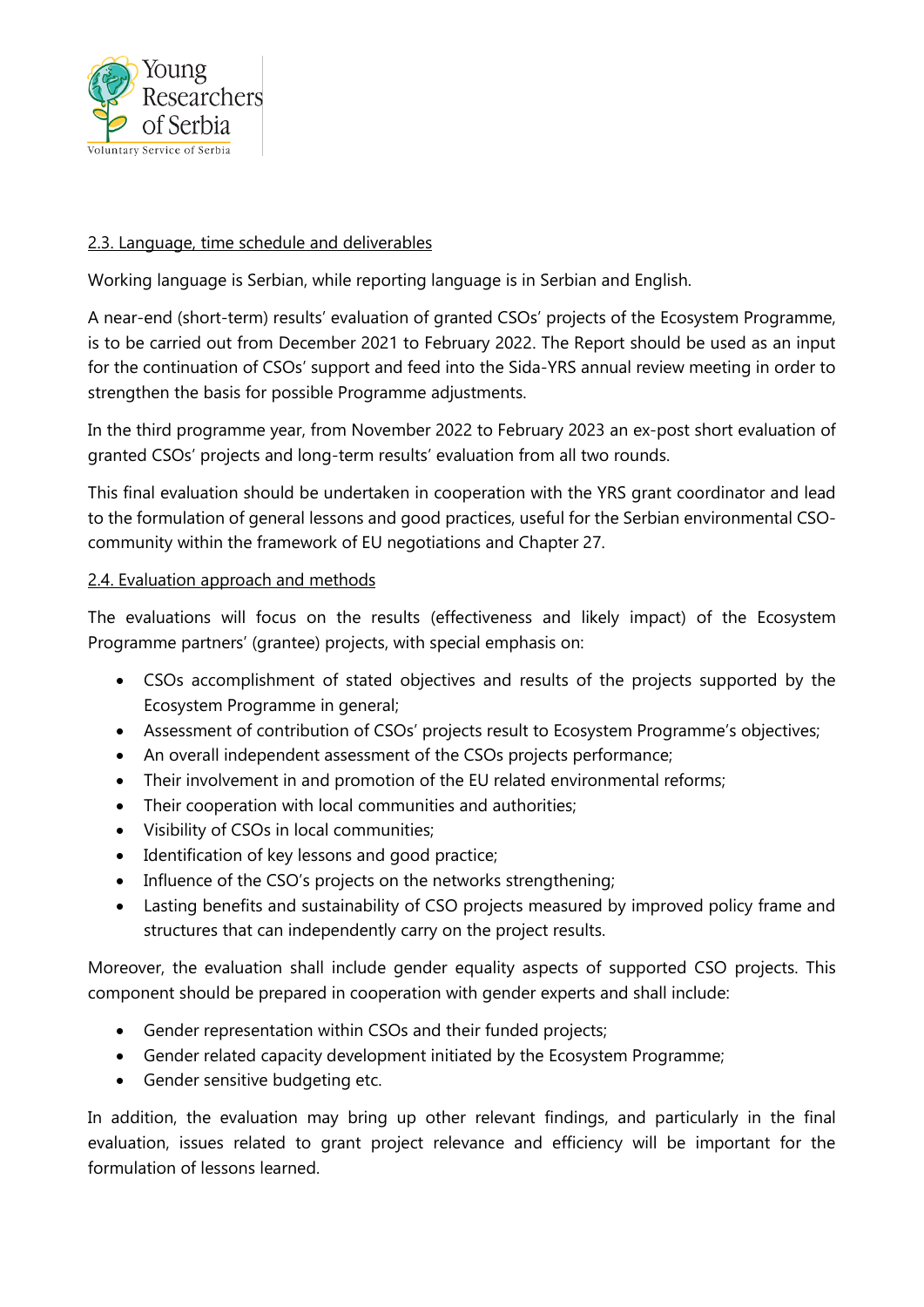### 2.3. Language, time schedule and deliverables

Working language is Serbian, while reporting language is in Serbian and English.

A near-end (short-term) results' evaluation of granted CSOs' projects of the Ecosystem Programme, is to be carried out from December 2021 to February 2022. The Report should be used as an input for the continuation of CSOs' support and feed into the Sida-YRS annual review meeting in order to strengthen the basis for possible Programme adjustments.

In the third programme year, from November 2022 to February 2023 an ex-post short evaluation of granted CSOs' projects and long-term results' evaluation from all two rounds.

This final evaluation should be undertaken in cooperation with the YRS grant coordinator and lead to the formulation of general lessons and good practices, useful for the Serbian environmental CSO-community within the framework of EU negotiations and Chapter 27.

### 2.4. Evaluation approach and methods

The evaluations will focus on the results (effectiveness and likely impact) of the Ecosystem Programme partners' (grantee) projects, with special emphasis on:

- CSOs accomplishment of stated objectives and results of the projects supported by the Ecosystem Programme in general;
- Assessment of contribution of CSOs' projects result to Ecosystem Programme's objectives;
- An overall independent assessment of the CSOs projects performance;
- Their involvement in and promotion of the EU related environmental reforms;
- Their cooperation with local communities and authorities;
- Visibility of CSOs in local communities;
- Identification of key lessons and good practice;
- Influence of the CSO's projects on the networks strengthening;
- Lasting benefits and sustainability of CSO projects measured by improved policy frame and structures that can independently carry on the project results.

Moreover, the evaluation shall include gender equality aspects of supported CSO projects. This component should be prepared in cooperation with gender experts and shall include:

- Gender representation within CSOs and their funded projects;
- Gender related capacity development initiated by the Ecosystem Programme;
- Gender sensitive budgeting etc.

In addition, the evaluation may bring up other relevant findings, and particularly in the final evaluation, issues related to grant project relevance and efficiency will be important for the formulation of lessons learned.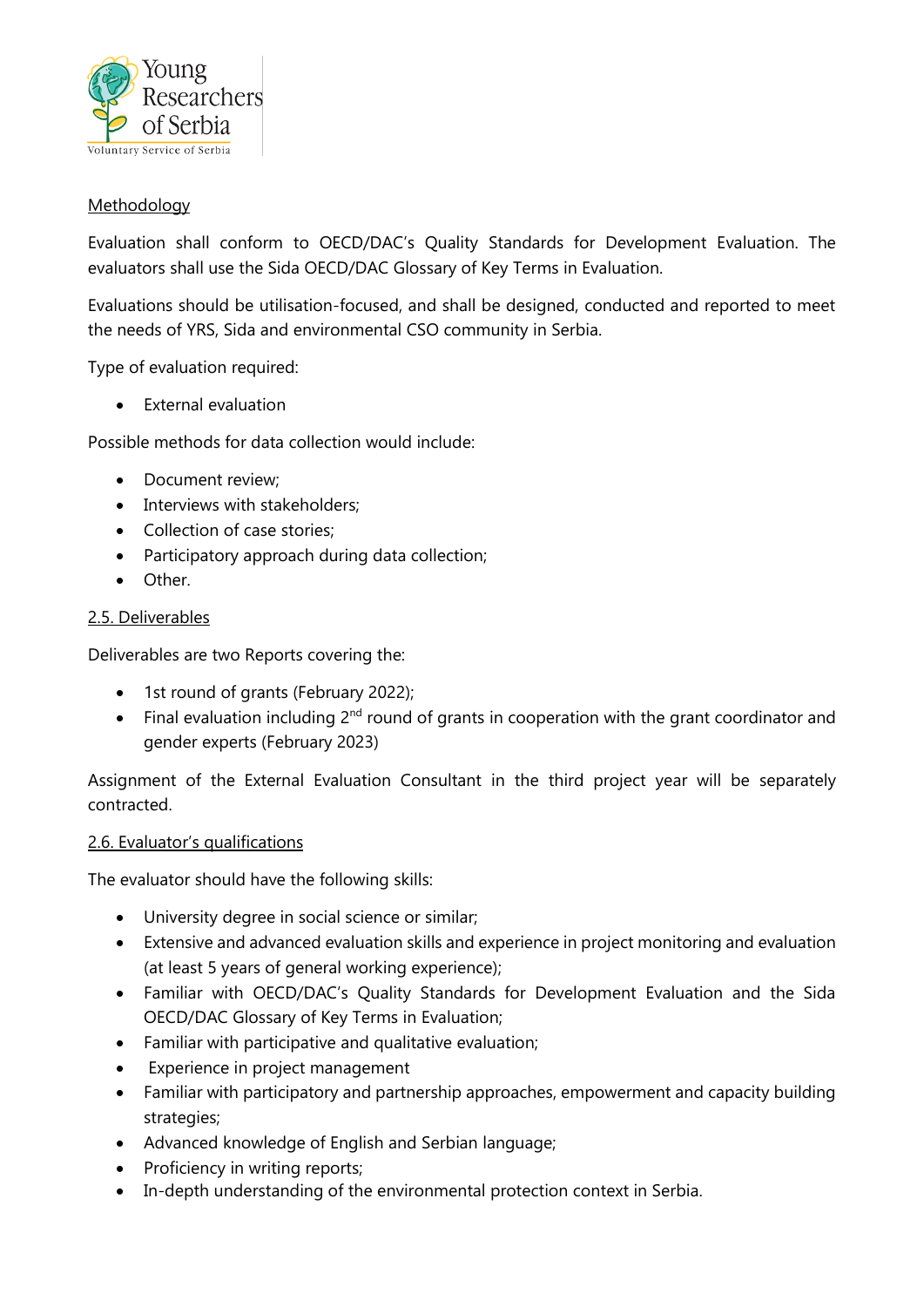Methodology

Evaluation shall conform to OECD/DAC's Quality Standards for Development Evaluation. The evaluators shall use the Sida OECD/DAC Glossary of Key Terms in Evaluation.

Evaluations should be utilisation-focused, and shall be designed, conducted and reported to meet the needs of YRS, Sida and environmental CSO community in Serbia.

Type of evaluation required:

- External evaluation

Possible methods for data collection would include:

- Document review;
- Interviews with stakeholders;
- Collection of case stories;
- Participatory approach during data collection;
- Other.

2.5. Deliverables

Deliverables are two Reports covering the:

- 1st round of grants (February 2022);
- Final evaluation including 2nd round of grants in cooperation with the grant coordinator and gender experts (February 2023)

Assignment of the External Evaluation Consultant in the third project year will be separately contracted.

2.6. Evaluator's qualifications

The evaluator should have the following skills:

- University degree in social science or similar;
- Extensive and advanced evaluation skills and experience in project monitoring and evaluation (at least 5 years of general working experience);
- Familiar with OECD/DAC's Quality Standards for Development Evaluation and the Sida OECD/DAC Glossary of Key Terms in Evaluation;
- Familiar with participative and qualitative evaluation;
- Experience in project management
- Familiar with participatory and partnership approaches, empowerment and capacity building strategies;
- Advanced knowledge of English and Serbian language;
- Proficiency in writing reports;
- In-depth understanding of the environmental protection context in Serbia.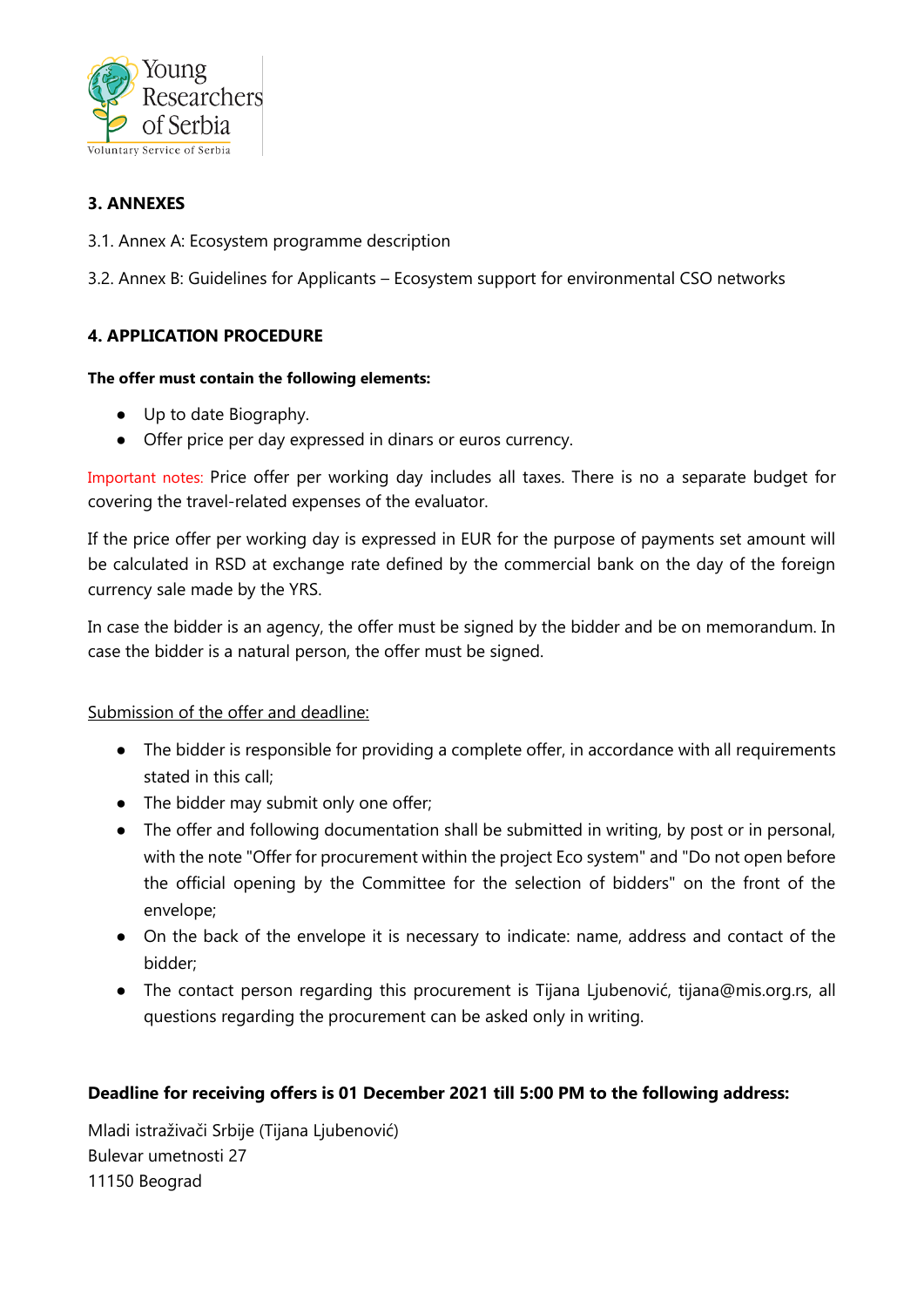## 3. ANNEXES

3.1. Annex A: Ecosystem programme description

3.2. Annex B: Guidelines for Applicants – Ecosystem support for environmental CSO networks

## 4. APPLICATION PROCEDURE

**The offer must contain the following elements:**

- Up to date Biography.
- Offer price per day expressed in dinars or euros currency.

Important notes: Price offer per working day includes all taxes. There is no a separate budget for covering the travel-related expenses of the evaluator.

If the price offer per working day is expressed in EUR for the purpose of payments set amount will be calculated in RSD at exchange rate defined by the commercial bank on the day of the foreign currency sale made by the YRS.

In case the bidder is an agency, the offer must be signed by the bidder and be on memorandum. In case the bidder is a natural person, the offer must be signed.

Submission of the offer and deadline:

- The bidder is responsible for providing a complete offer, in accordance with all requirements stated in this call;
- The bidder may submit only one offer;
- The offer and following documentation shall be submitted in writing, by post or in personal, with the note "Offer for procurement within the project Eco system" and "Do not open before the official opening by the Committee for the selection of bidders" on the front of the envelope;
- On the back of the envelope it is necessary to indicate: name, address and contact of the bidder;
- The contact person regarding this procurement is Tijana Ljubenović, tijana@mis.org.rs, all questions regarding the procurement can be asked only in writing.

**Deadline for receiving offers is 01 December 2021 till 5:00 PM to the following address:**

Mladi istraživači Srbije (Tijana Ljubenović)
Bulevar umetnosti 27
11150 Beograd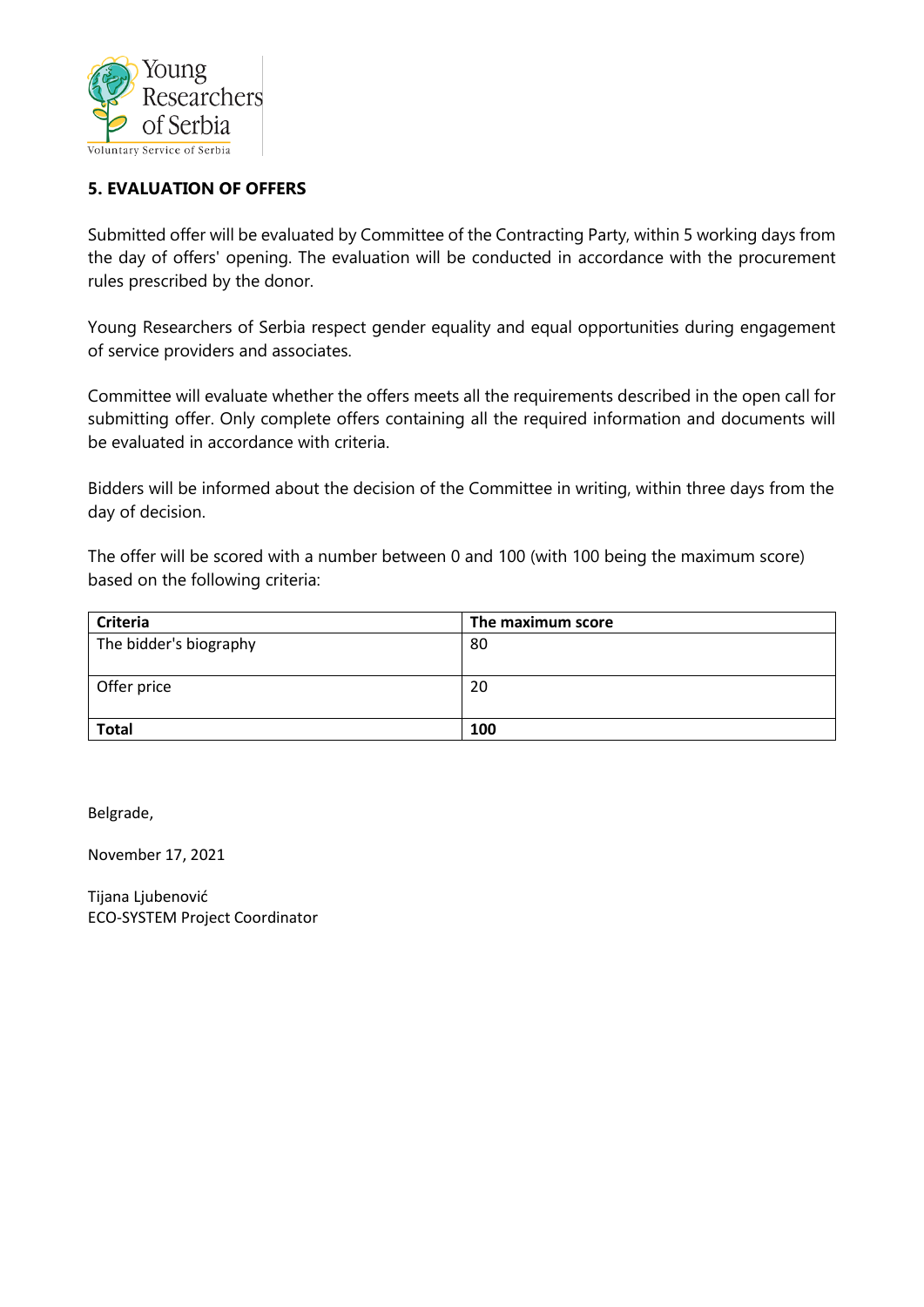## 5. EVALUATION OF OFFERS

Submitted offer will be evaluated by Committee of the Contracting Party, within 5 working days from the day of offers' opening. The evaluation will be conducted in accordance with the procurement rules prescribed by the donor.

Young Researchers of Serbia respect gender equality and equal opportunities during engagement of service providers and associates.

Committee will evaluate whether the offers meets all the requirements described in the open call for submitting offer. Only complete offers containing all the required information and documents will be evaluated in accordance with criteria.

Bidders will be informed about the decision of the Committee in writing, within three days from the day of decision.

The offer will be scored with a number between 0 and 100 (with 100 being the maximum score) based on the following criteria:

| Criteria | The maximum score |
|---|---|
| The bidder's biography | 80 |
| Offer price | 20 |
| **Total** | **100** |

Belgrade,

November 17, 2021

Tijana Ljubenović
ECO-SYSTEM Project Coordinator